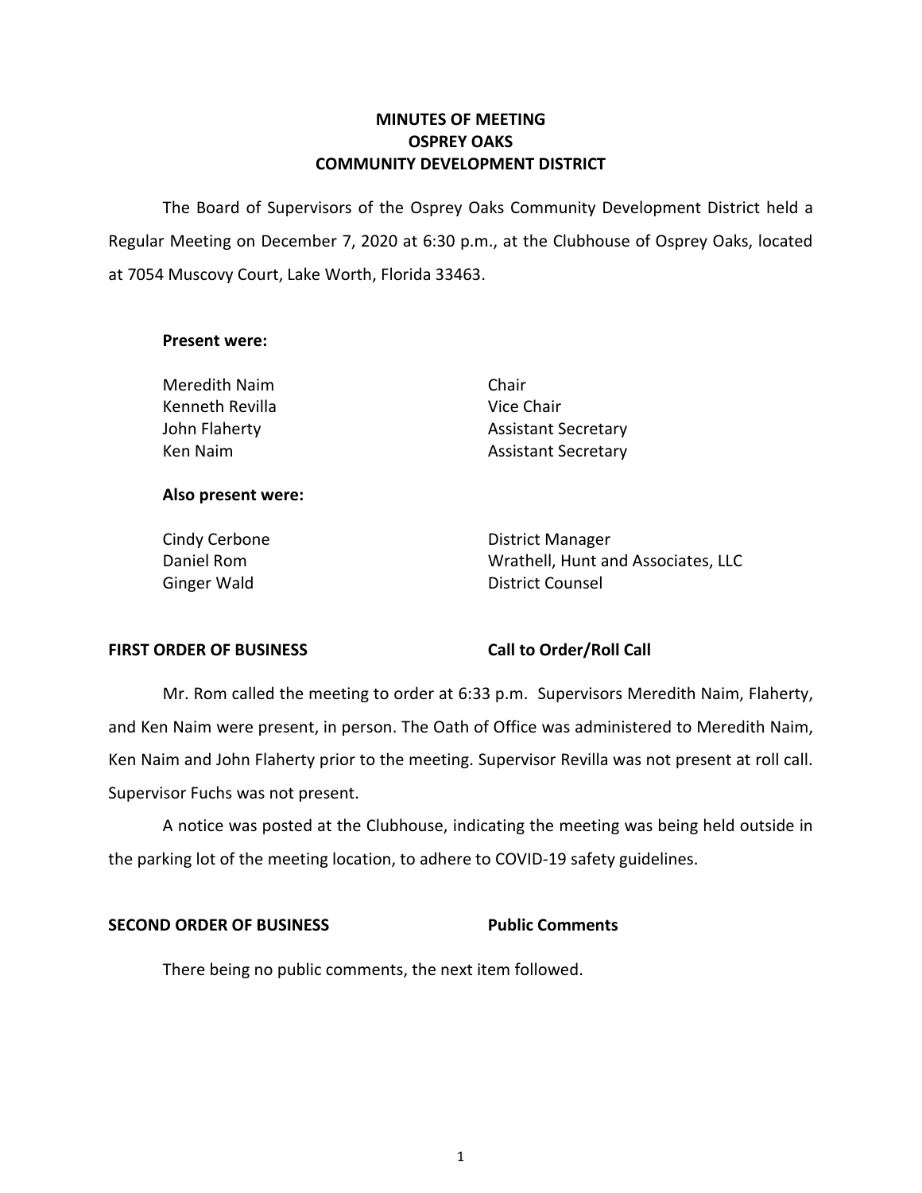# MINUTES OF MEETING
# OSPREY OAKS
# COMMUNITY DEVELOPMENT DISTRICT

The Board of Supervisors of the Osprey Oaks Community Development District held a Regular Meeting on December 7, 2020 at 6:30 p.m., at the Clubhouse of Osprey Oaks, located at 7054 Muscovy Court, Lake Worth, Florida 33463.

**Present were:**

| | |
|---|---|
| Meredith Naim | Chair |
| Kenneth Revilla | Vice Chair |
| John Flaherty | Assistant Secretary |
| Ken Naim | Assistant Secretary |

**Also present were:**

| | |
|---|---|
| Cindy Cerbone | District Manager |
| Daniel Rom | Wrathell, Hunt and Associates, LLC |
| Ginger Wald | District Counsel |

**FIRST ORDER OF BUSINESS** **Call to Order/Roll Call**

Mr. Rom called the meeting to order at 6:33 p.m. Supervisors Meredith Naim, Flaherty, and Ken Naim were present, in person. The Oath of Office was administered to Meredith Naim, Ken Naim and John Flaherty prior to the meeting. Supervisor Revilla was not present at roll call. Supervisor Fuchs was not present.

A notice was posted at the Clubhouse, indicating the meeting was being held outside in the parking lot of the meeting location, to adhere to COVID-19 safety guidelines.

**SECOND ORDER OF BUSINESS** **Public Comments**

There being no public comments, the next item followed.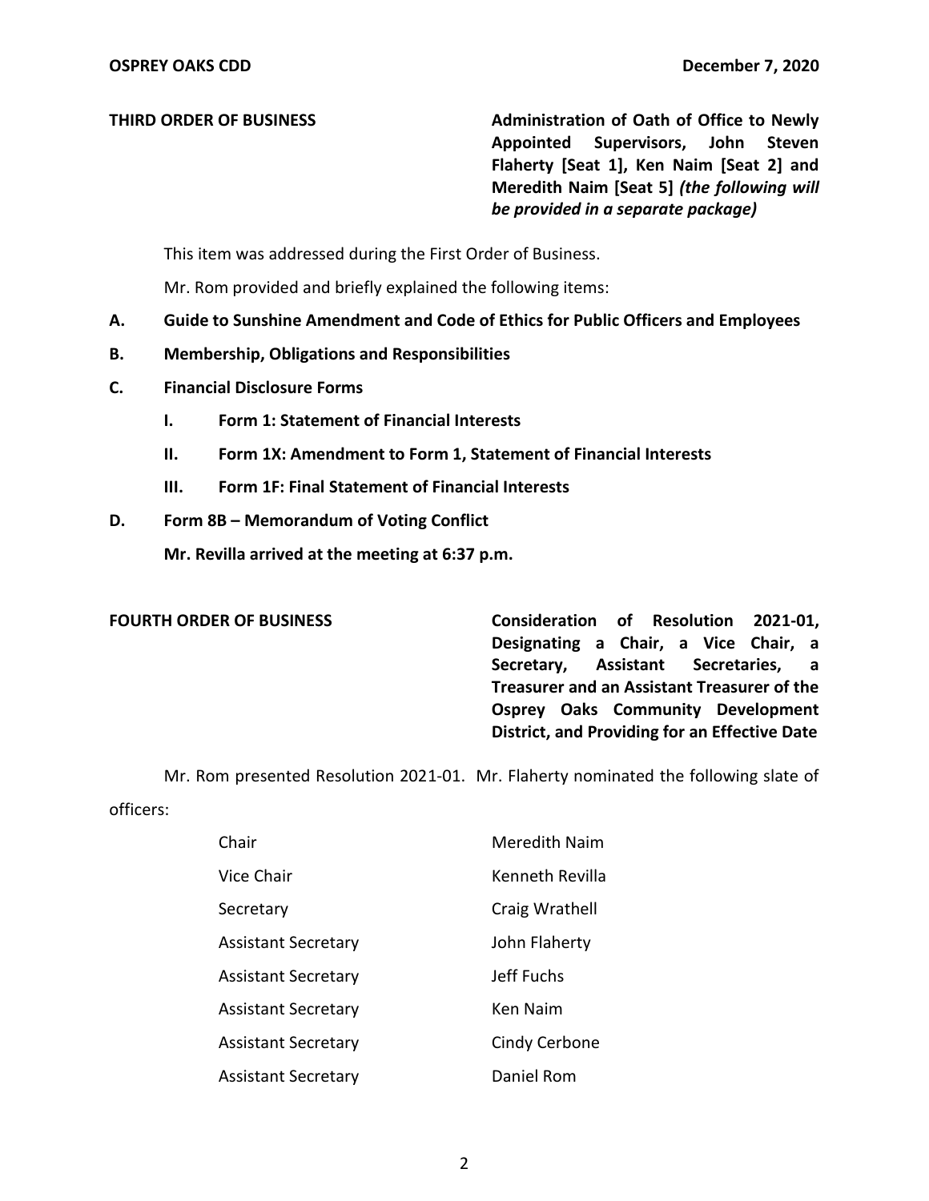**THIRD ORDER OF BUSINESS** **Administration of Oath of Office to Newly Appointed Supervisors, John Steven Flaherty [Seat 1], Ken Naim [Seat 2] and Meredith Naim [Seat 5]** ***(the following will be provided in a separate package)***

This item was addressed during the First Order of Business.

Mr. Rom provided and briefly explained the following items:

**A. Guide to Sunshine Amendment and Code of Ethics for Public Officers and Employees**

**B. Membership, Obligations and Responsibilities**

**C. Financial Disclosure Forms**

- **I. Form 1: Statement of Financial Interests**
- **II. Form 1X: Amendment to Form 1, Statement of Financial Interests**
- **III. Form 1F: Final Statement of Financial Interests**

**D. Form 8B – Memorandum of Voting Conflict**

**Mr. Revilla arrived at the meeting at 6:37 p.m.**

**FOURTH ORDER OF BUSINESS** **Consideration of Resolution 2021-01, Designating a Chair, a Vice Chair, a Secretary, Assistant Secretaries, a Treasurer and an Assistant Treasurer of the Osprey Oaks Community Development District, and Providing for an Effective Date**

Mr. Rom presented Resolution 2021-01. Mr. Flaherty nominated the following slate of officers:

| | |
|---|---|
| Chair | Meredith Naim |
| Vice Chair | Kenneth Revilla |
| Secretary | Craig Wrathell |
| Assistant Secretary | John Flaherty |
| Assistant Secretary | Jeff Fuchs |
| Assistant Secretary | Ken Naim |
| Assistant Secretary | Cindy Cerbone |
| Assistant Secretary | Daniel Rom |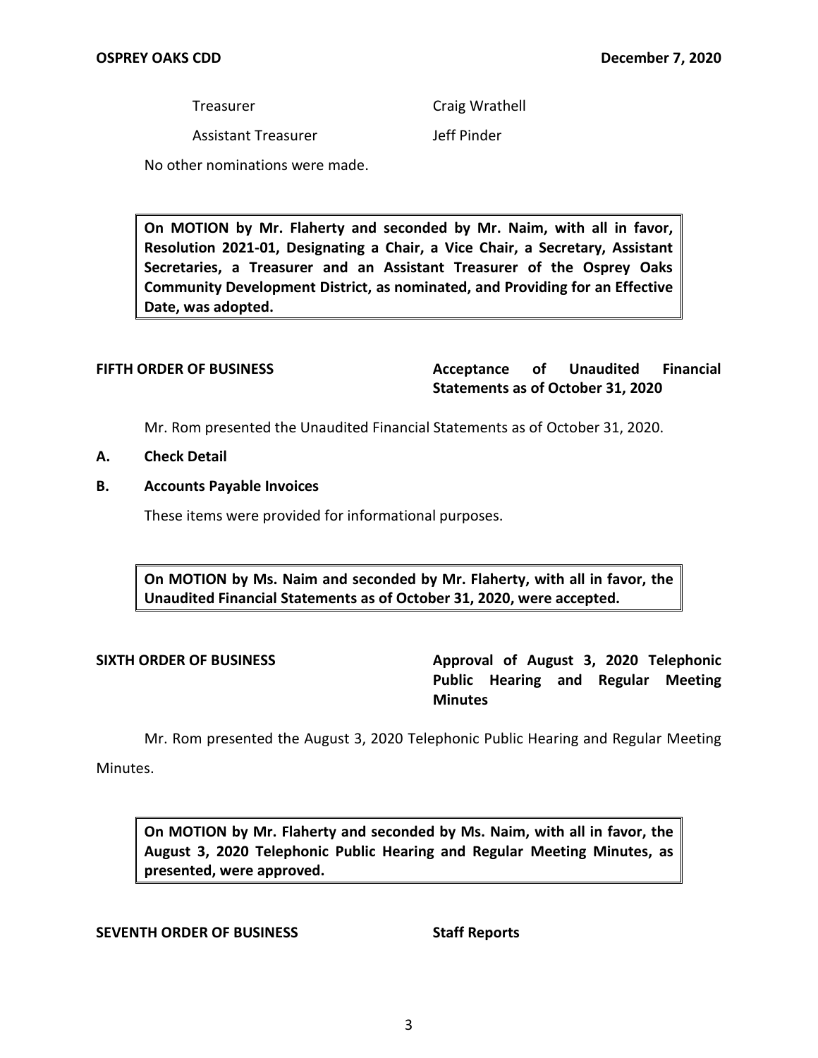| | |
|---|---|
| Treasurer | Craig Wrathell |
| Assistant Treasurer | Jeff Pinder |

No other nominations were made.

> **On MOTION by Mr. Flaherty and seconded by Mr. Naim, with all in favor, Resolution 2021-01, Designating a Chair, a Vice Chair, a Secretary, Assistant Secretaries, a Treasurer and an Assistant Treasurer of the Osprey Oaks Community Development District, as nominated, and Providing for an Effective Date, was adopted.**

**FIFTH ORDER OF BUSINESS** **Acceptance of Unaudited Financial Statements as of October 31, 2020**

Mr. Rom presented the Unaudited Financial Statements as of October 31, 2020.

**A. Check Detail**

**B. Accounts Payable Invoices**

These items were provided for informational purposes.

> **On MOTION by Ms. Naim and seconded by Mr. Flaherty, with all in favor, the Unaudited Financial Statements as of October 31, 2020, were accepted.**

**SIXTH ORDER OF BUSINESS** **Approval of August 3, 2020 Telephonic Public Hearing and Regular Meeting Minutes**

Mr. Rom presented the August 3, 2020 Telephonic Public Hearing and Regular Meeting Minutes.

> **On MOTION by Mr. Flaherty and seconded by Ms. Naim, with all in favor, the August 3, 2020 Telephonic Public Hearing and Regular Meeting Minutes, as presented, were approved.**

**SEVENTH ORDER OF BUSINESS** **Staff Reports**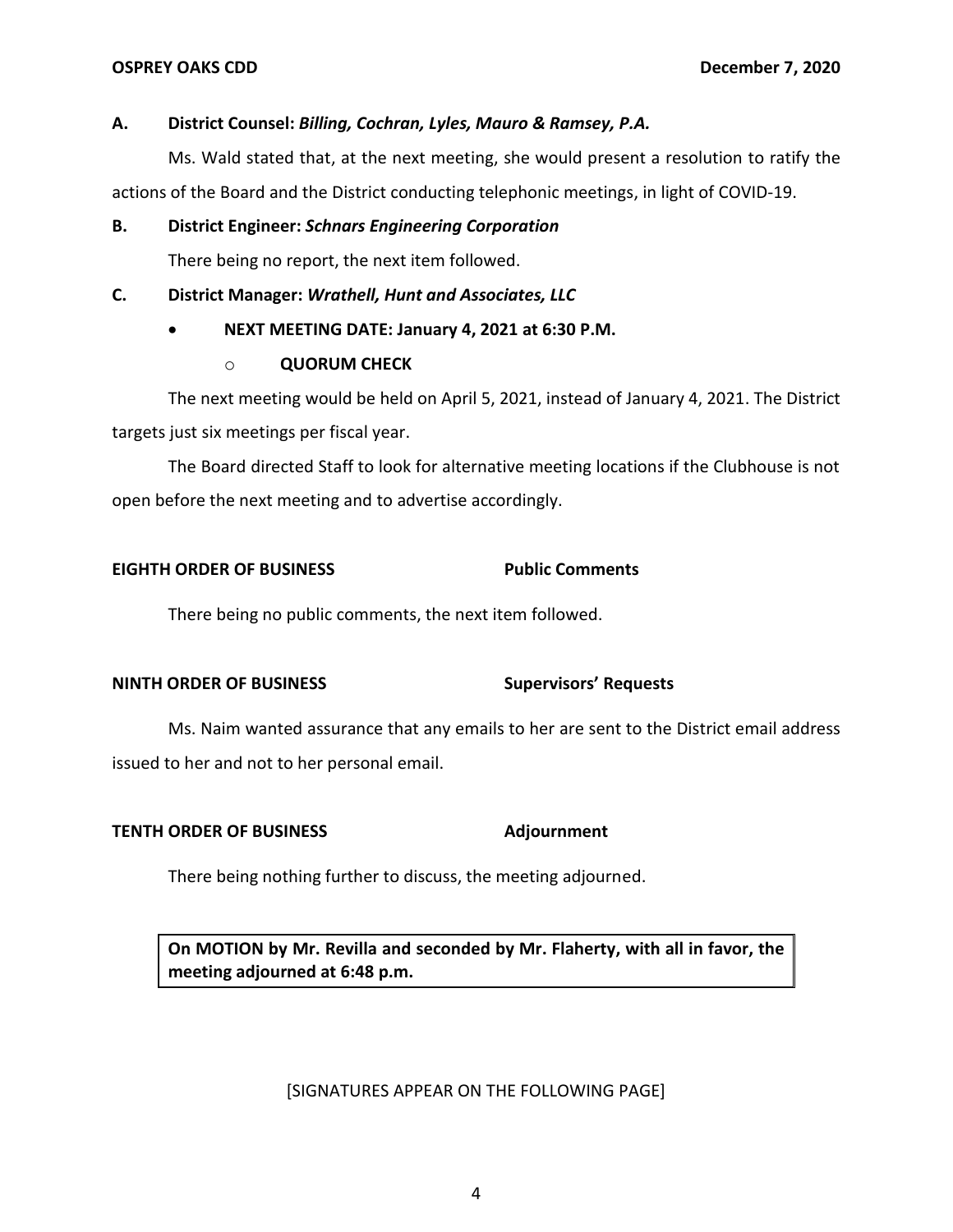**A. District Counsel:** ***Billing, Cochran, Lyles, Mauro & Ramsey, P.A.***

Ms. Wald stated that, at the next meeting, she would present a resolution to ratify the actions of the Board and the District conducting telephonic meetings, in light of COVID-19.

**B. District Engineer:** ***Schnars Engineering Corporation***

There being no report, the next item followed.

**C. District Manager:** ***Wrathell, Hunt and Associates, LLC***

- **NEXT MEETING DATE: January 4, 2021 at 6:30 P.M.**
  - **QUORUM CHECK**

The next meeting would be held on April 5, 2021, instead of January 4, 2021. The District targets just six meetings per fiscal year.

The Board directed Staff to look for alternative meeting locations if the Clubhouse is not open before the next meeting and to advertise accordingly.

**EIGHTH ORDER OF BUSINESS** **Public Comments**

There being no public comments, the next item followed.

**NINTH ORDER OF BUSINESS** **Supervisors' Requests**

Ms. Naim wanted assurance that any emails to her are sent to the District email address issued to her and not to her personal email.

**TENTH ORDER OF BUSINESS** **Adjournment**

There being nothing further to discuss, the meeting adjourned.

> **On MOTION by Mr. Revilla and seconded by Mr. Flaherty, with all in favor, the meeting adjourned at 6:48 p.m.**

[SIGNATURES APPEAR ON THE FOLLOWING PAGE]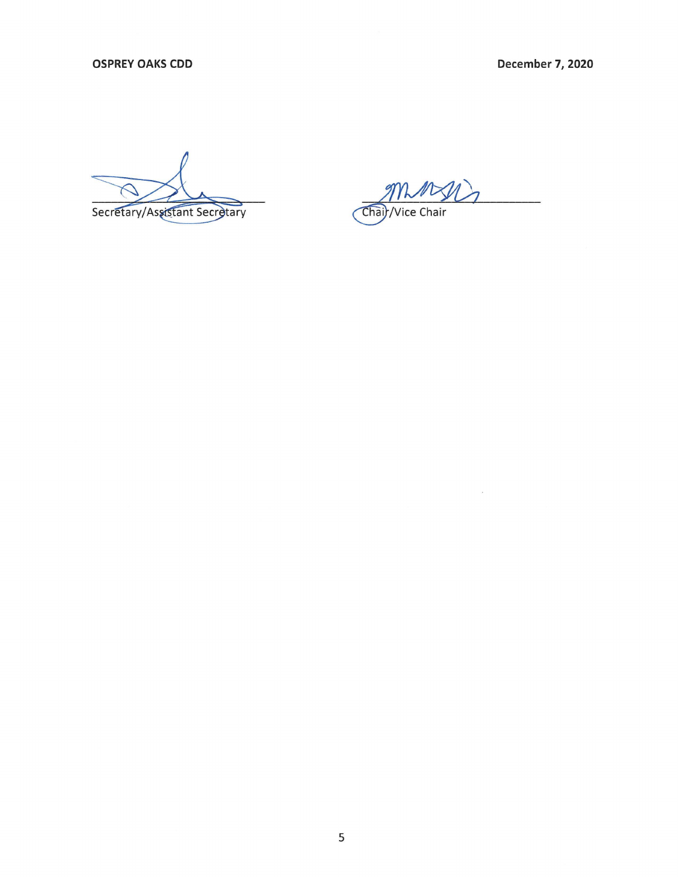Secretary/Assistant Secretary

Chair/Vice Chair